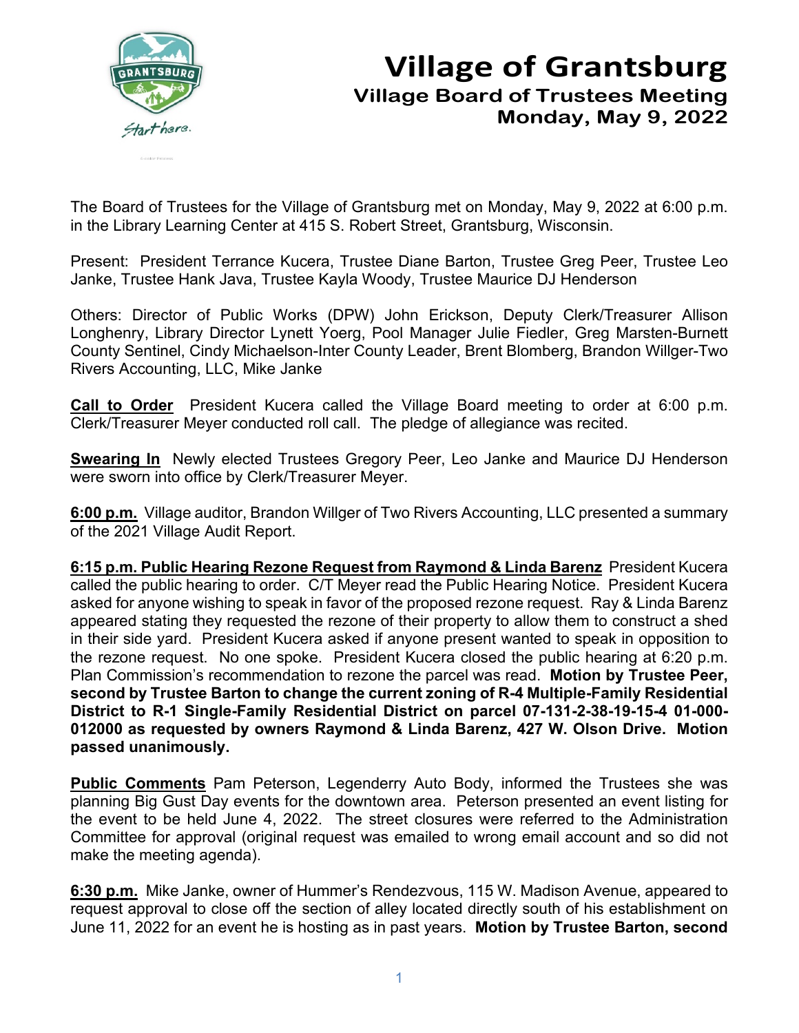# Village of Grantsburg

## Village Board of Trustees Meeting
## Monday, May 9, 2022

The Board of Trustees for the Village of Grantsburg met on Monday, May 9, 2022 at 6:00 p.m. in the Library Learning Center at 415 S. Robert Street, Grantsburg, Wisconsin.

Present: President Terrance Kucera, Trustee Diane Barton, Trustee Greg Peer, Trustee Leo Janke, Trustee Hank Java, Trustee Kayla Woody, Trustee Maurice DJ Henderson

Others: Director of Public Works (DPW) John Erickson, Deputy Clerk/Treasurer Allison Longhenry, Library Director Lynett Yoerg, Pool Manager Julie Fiedler, Greg Marsten-Burnett County Sentinel, Cindy Michaelson-Inter County Leader, Brent Blomberg, Brandon Willger-Two Rivers Accounting, LLC, Mike Janke

**Call to Order** President Kucera called the Village Board meeting to order at 6:00 p.m. Clerk/Treasurer Meyer conducted roll call. The pledge of allegiance was recited.

**Swearing In** Newly elected Trustees Gregory Peer, Leo Janke and Maurice DJ Henderson were sworn into office by Clerk/Treasurer Meyer.

**6:00 p.m.** Village auditor, Brandon Willger of Two Rivers Accounting, LLC presented a summary of the 2021 Village Audit Report.

**6:15 p.m. Public Hearing Rezone Request from Raymond & Linda Barenz** President Kucera called the public hearing to order. C/T Meyer read the Public Hearing Notice. President Kucera asked for anyone wishing to speak in favor of the proposed rezone request. Ray & Linda Barenz appeared stating they requested the rezone of their property to allow them to construct a shed in their side yard. President Kucera asked if anyone present wanted to speak in opposition to the rezone request. No one spoke. President Kucera closed the public hearing at 6:20 p.m. Plan Commission's recommendation to rezone the parcel was read. **Motion by Trustee Peer, second by Trustee Barton to change the current zoning of R-4 Multiple-Family Residential District to R-1 Single-Family Residential District on parcel 07-131-2-38-19-15-4 01-000-012000 as requested by owners Raymond & Linda Barenz, 427 W. Olson Drive. Motion passed unanimously.**

**Public Comments** Pam Peterson, Legenderry Auto Body, informed the Trustees she was planning Big Gust Day events for the downtown area. Peterson presented an event listing for the event to be held June 4, 2022. The street closures were referred to the Administration Committee for approval (original request was emailed to wrong email account and so did not make the meeting agenda).

**6:30 p.m.** Mike Janke, owner of Hummer's Rendezvous, 115 W. Madison Avenue, appeared to request approval to close off the section of alley located directly south of his establishment on June 11, 2022 for an event he is hosting as in past years. **Motion by Trustee Barton, second**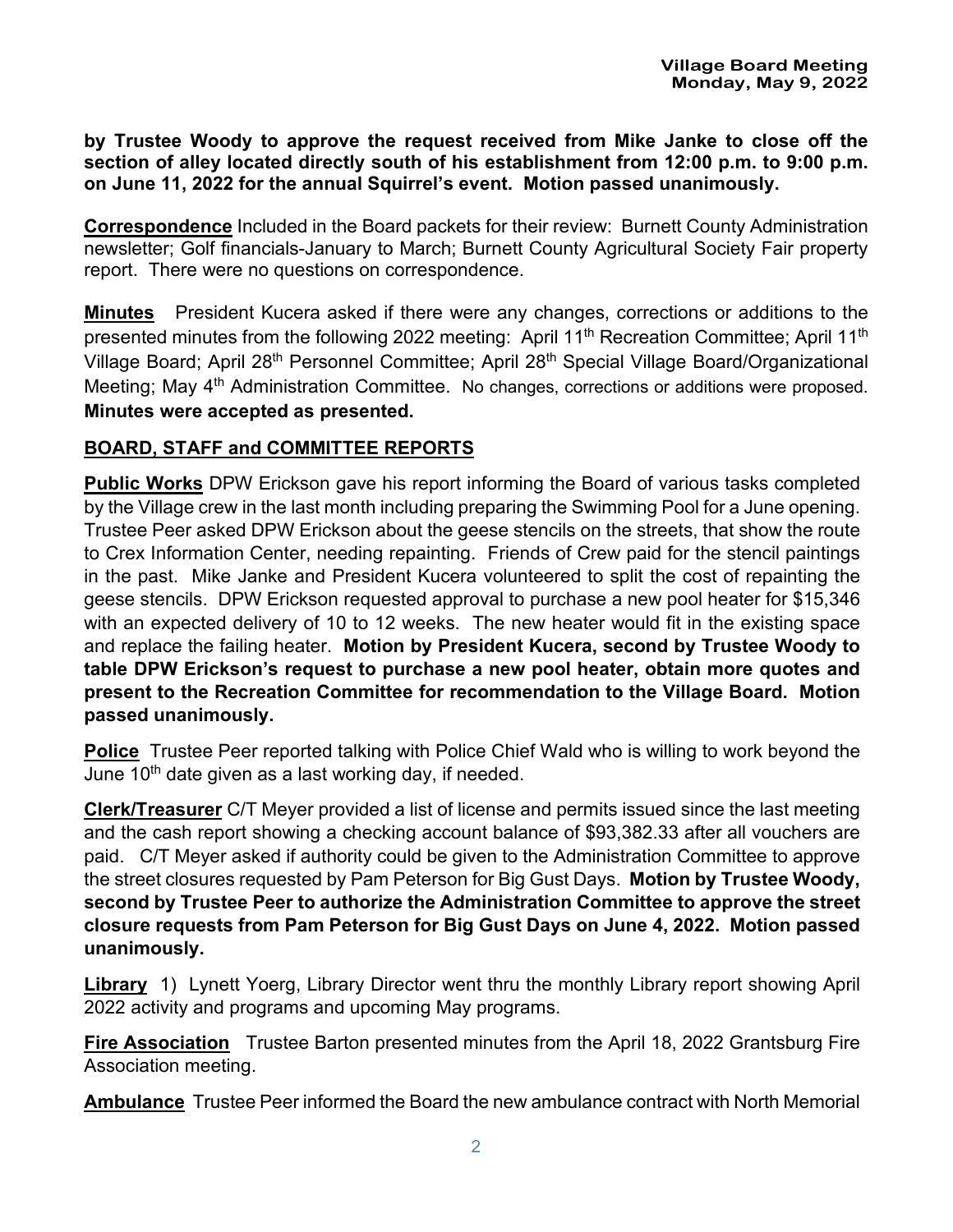**by Trustee Woody to approve the request received from Mike Janke to close off the section of alley located directly south of his establishment from 12:00 p.m. to 9:00 p.m. on June 11, 2022 for the annual Squirrel's event. Motion passed unanimously.**

**Correspondence** Included in the Board packets for their review: Burnett County Administration newsletter; Golf financials-January to March; Burnett County Agricultural Society Fair property report. There were no questions on correspondence.

**Minutes** President Kucera asked if there were any changes, corrections or additions to the presented minutes from the following 2022 meeting: April 11th Recreation Committee; April 11th Village Board; April 28th Personnel Committee; April 28th Special Village Board/Organizational Meeting; May 4th Administration Committee. No changes, corrections or additions were proposed. **Minutes were accepted as presented.**

## BOARD, STAFF and COMMITTEE REPORTS

**Public Works** DPW Erickson gave his report informing the Board of various tasks completed by the Village crew in the last month including preparing the Swimming Pool for a June opening. Trustee Peer asked DPW Erickson about the geese stencils on the streets, that show the route to Crex Information Center, needing repainting. Friends of Crew paid for the stencil paintings in the past. Mike Janke and President Kucera volunteered to split the cost of repainting the geese stencils. DPW Erickson requested approval to purchase a new pool heater for $15,346 with an expected delivery of 10 to 12 weeks. The new heater would fit in the existing space and replace the failing heater. **Motion by President Kucera, second by Trustee Woody to table DPW Erickson's request to purchase a new pool heater, obtain more quotes and present to the Recreation Committee for recommendation to the Village Board. Motion passed unanimously.**

**Police** Trustee Peer reported talking with Police Chief Wald who is willing to work beyond the June 10th date given as a last working day, if needed.

**Clerk/Treasurer** C/T Meyer provided a list of license and permits issued since the last meeting and the cash report showing a checking account balance of $93,382.33 after all vouchers are paid. C/T Meyer asked if authority could be given to the Administration Committee to approve the street closures requested by Pam Peterson for Big Gust Days. **Motion by Trustee Woody, second by Trustee Peer to authorize the Administration Committee to approve the street closure requests from Pam Peterson for Big Gust Days on June 4, 2022. Motion passed unanimously.**

**Library** 1) Lynett Yoerg, Library Director went thru the monthly Library report showing April 2022 activity and programs and upcoming May programs.

**Fire Association** Trustee Barton presented minutes from the April 18, 2022 Grantsburg Fire Association meeting.

**Ambulance** Trustee Peer informed the Board the new ambulance contract with North Memorial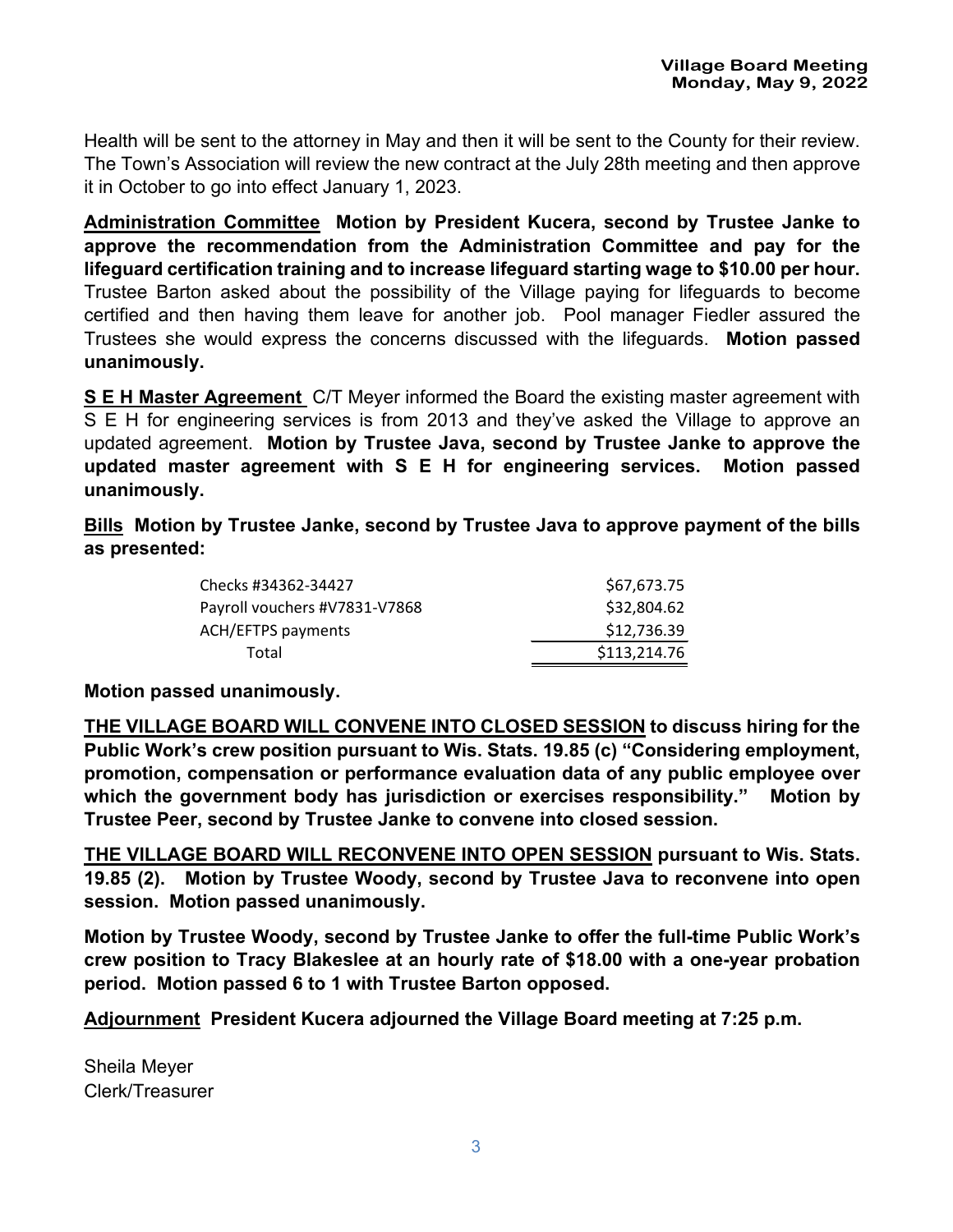Health will be sent to the attorney in May and then it will be sent to the County for their review. The Town's Association will review the new contract at the July 28th meeting and then approve it in October to go into effect January 1, 2023.

**Administration Committee Motion by President Kucera, second by Trustee Janke to approve the recommendation from the Administration Committee and pay for the lifeguard certification training and to increase lifeguard starting wage to $10.00 per hour.** Trustee Barton asked about the possibility of the Village paying for lifeguards to become certified and then having them leave for another job. Pool manager Fiedler assured the Trustees she would express the concerns discussed with the lifeguards. **Motion passed unanimously.**

**S E H Master Agreement** C/T Meyer informed the Board the existing master agreement with S E H for engineering services is from 2013 and they've asked the Village to approve an updated agreement. **Motion by Trustee Java, second by Trustee Janke to approve the updated master agreement with S E H for engineering services. Motion passed unanimously.**

**Bills Motion by Trustee Janke, second by Trustee Java to approve payment of the bills as presented:**

| | |
|---|---|
| Checks #34362-34427 | $67,673.75 |
| Payroll vouchers #V7831-V7868 | $32,804.62 |
| ACH/EFTPS payments | $12,736.39 |
| Total | $113,214.76 |

**Motion passed unanimously.**

**THE VILLAGE BOARD WILL CONVENE INTO CLOSED SESSION to discuss hiring for the Public Work's crew position pursuant to Wis. Stats. 19.85 (c) "Considering employment, promotion, compensation or performance evaluation data of any public employee over which the government body has jurisdiction or exercises responsibility." Motion by Trustee Peer, second by Trustee Janke to convene into closed session.**

**THE VILLAGE BOARD WILL RECONVENE INTO OPEN SESSION pursuant to Wis. Stats. 19.85 (2). Motion by Trustee Woody, second by Trustee Java to reconvene into open session. Motion passed unanimously.**

**Motion by Trustee Woody, second by Trustee Janke to offer the full-time Public Work's crew position to Tracy Blakeslee at an hourly rate of $18.00 with a one-year probation period. Motion passed 6 to 1 with Trustee Barton opposed.**

**Adjournment President Kucera adjourned the Village Board meeting at 7:25 p.m.**

Sheila Meyer
Clerk/Treasurer